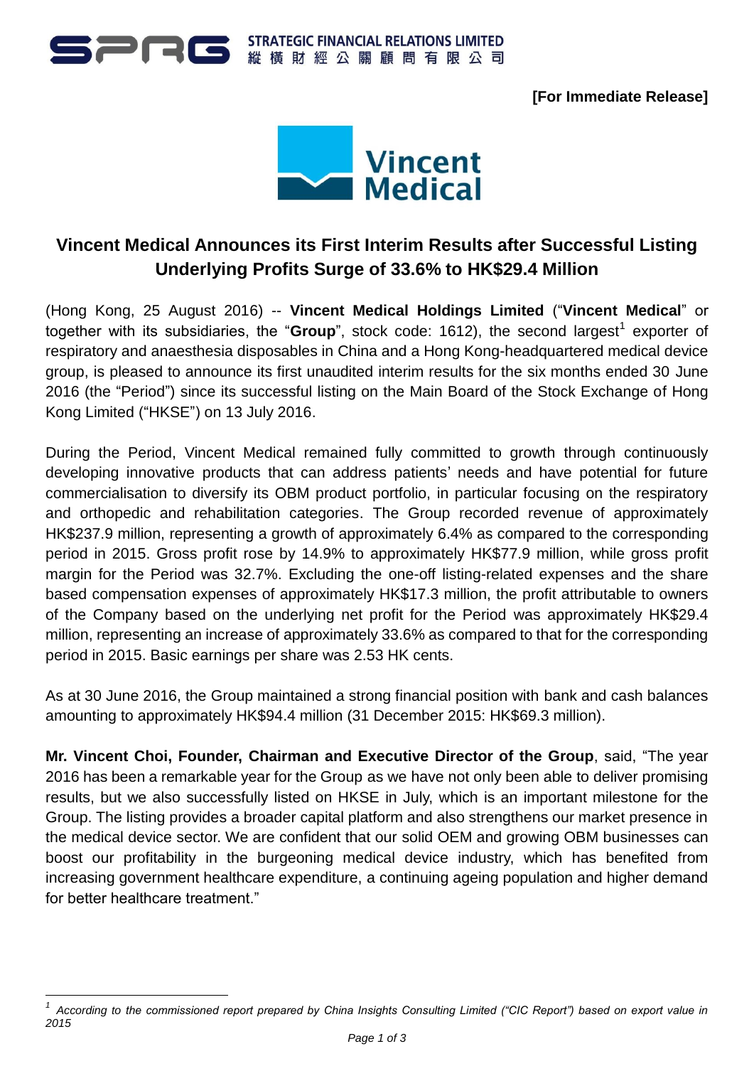STRATEGIC FINANCIAL RELATIONS LIMITED
縱橫財經公關顧問有限公司

**[For Immediate Release]**

# Vincent Medical Announces its First Interim Results after Successful Listing
## Underlying Profits Surge of 33.6% to HK$29.4 Million

(Hong Kong, 25 August 2016) -- **Vincent Medical Holdings Limited** ("**Vincent Medical**" or together with its subsidiaries, the "**Group**", stock code: 1612), the second largest[1] exporter of respiratory and anaesthesia disposables in China and a Hong Kong-headquartered medical device group, is pleased to announce its first unaudited interim results for the six months ended 30 June 2016 (the "Period") since its successful listing on the Main Board of the Stock Exchange of Hong Kong Limited ("HKSE") on 13 July 2016.

During the Period, Vincent Medical remained fully committed to growth through continuously developing innovative products that can address patients' needs and have potential for future commercialisation to diversify its OBM product portfolio, in particular focusing on the respiratory and orthopedic and rehabilitation categories. The Group recorded revenue of approximately HK$237.9 million, representing a growth of approximately 6.4% as compared to the corresponding period in 2015. Gross profit rose by 14.9% to approximately HK$77.9 million, while gross profit margin for the Period was 32.7%. Excluding the one-off listing-related expenses and the share based compensation expenses of approximately HK$17.3 million, the profit attributable to owners of the Company based on the underlying net profit for the Period was approximately HK$29.4 million, representing an increase of approximately 33.6% as compared to that for the corresponding period in 2015. Basic earnings per share was 2.53 HK cents.

As at 30 June 2016, the Group maintained a strong financial position with bank and cash balances amounting to approximately HK$94.4 million (31 December 2015: HK$69.3 million).

**Mr. Vincent Choi, Founder, Chairman and Executive Director of the Group**, said, "The year 2016 has been a remarkable year for the Group as we have not only been able to deliver promising results, but we also successfully listed on HKSE in July, which is an important milestone for the Group. The listing provides a broader capital platform and also strengthens our market presence in the medical device sector. We are confident that our solid OEM and growing OBM businesses can boost our profitability in the burgeoning medical device industry, which has benefited from increasing government healthcare expenditure, a continuing ageing population and higher demand for better healthcare treatment."

---

[1] *According to the commissioned report prepared by China Insights Consulting Limited ("CIC Report") based on export value in 2015*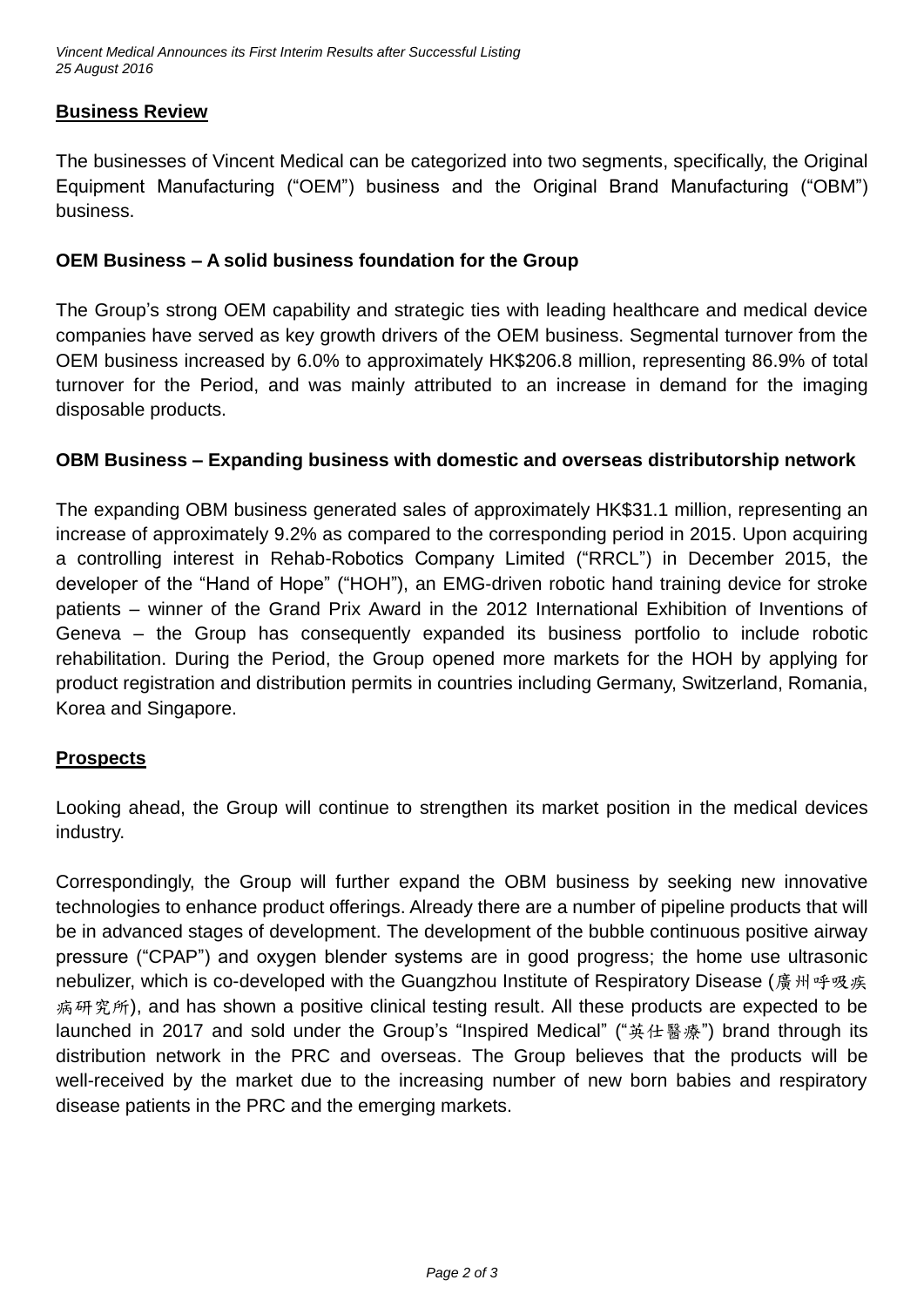## Business Review

The businesses of Vincent Medical can be categorized into two segments, specifically, the Original Equipment Manufacturing ("OEM") business and the Original Brand Manufacturing ("OBM") business.

### OEM Business – A solid business foundation for the Group

The Group's strong OEM capability and strategic ties with leading healthcare and medical device companies have served as key growth drivers of the OEM business. Segmental turnover from the OEM business increased by 6.0% to approximately HK$206.8 million, representing 86.9% of total turnover for the Period, and was mainly attributed to an increase in demand for the imaging disposable products.

### OBM Business – Expanding business with domestic and overseas distributorship network

The expanding OBM business generated sales of approximately HK$31.1 million, representing an increase of approximately 9.2% as compared to the corresponding period in 2015. Upon acquiring a controlling interest in Rehab-Robotics Company Limited ("RRCL") in December 2015, the developer of the "Hand of Hope" ("HOH"), an EMG-driven robotic hand training device for stroke patients – winner of the Grand Prix Award in the 2012 International Exhibition of Inventions of Geneva – the Group has consequently expanded its business portfolio to include robotic rehabilitation. During the Period, the Group opened more markets for the HOH by applying for product registration and distribution permits in countries including Germany, Switzerland, Romania, Korea and Singapore.

## Prospects

Looking ahead, the Group will continue to strengthen its market position in the medical devices industry.

Correspondingly, the Group will further expand the OBM business by seeking new innovative technologies to enhance product offerings. Already there are a number of pipeline products that will be in advanced stages of development. The development of the bubble continuous positive airway pressure ("CPAP") and oxygen blender systems are in good progress; the home use ultrasonic nebulizer, which is co-developed with the Guangzhou Institute of Respiratory Disease (廣州呼吸疾病研究所), and has shown a positive clinical testing result. All these products are expected to be launched in 2017 and sold under the Group's "Inspired Medical" ("英仕醫療") brand through its distribution network in the PRC and overseas. The Group believes that the products will be well-received by the market due to the increasing number of new born babies and respiratory disease patients in the PRC and the emerging markets.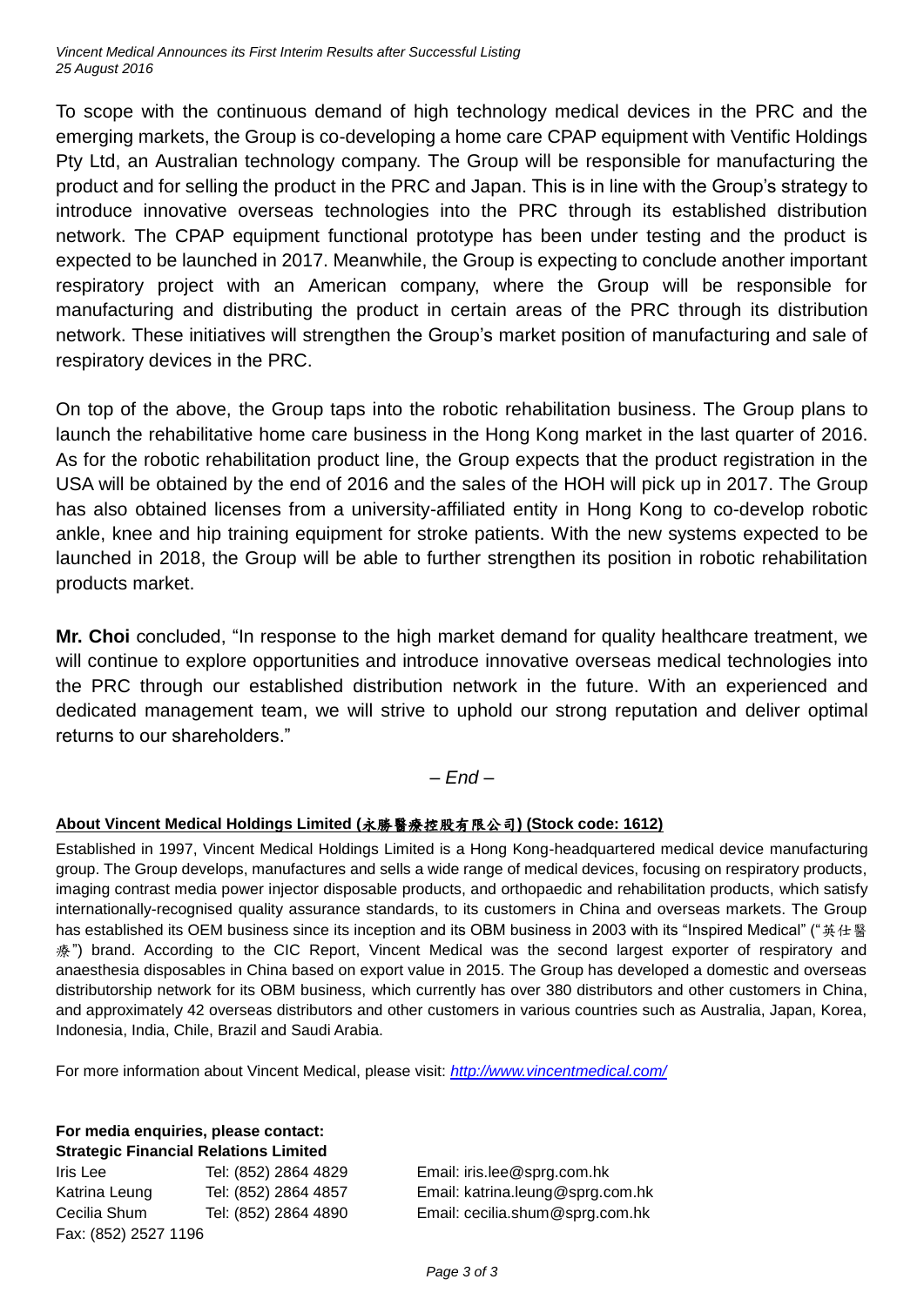To scope with the continuous demand of high technology medical devices in the PRC and the emerging markets, the Group is co-developing a home care CPAP equipment with Ventific Holdings Pty Ltd, an Australian technology company. The Group will be responsible for manufacturing the product and for selling the product in the PRC and Japan. This is in line with the Group's strategy to introduce innovative overseas technologies into the PRC through its established distribution network. The CPAP equipment functional prototype has been under testing and the product is expected to be launched in 2017. Meanwhile, the Group is expecting to conclude another important respiratory project with an American company, where the Group will be responsible for manufacturing and distributing the product in certain areas of the PRC through its distribution network. These initiatives will strengthen the Group's market position of manufacturing and sale of respiratory devices in the PRC.

On top of the above, the Group taps into the robotic rehabilitation business. The Group plans to launch the rehabilitative home care business in the Hong Kong market in the last quarter of 2016. As for the robotic rehabilitation product line, the Group expects that the product registration in the USA will be obtained by the end of 2016 and the sales of the HOH will pick up in 2017. The Group has also obtained licenses from a university-affiliated entity in Hong Kong to co-develop robotic ankle, knee and hip training equipment for stroke patients. With the new systems expected to be launched in 2018, the Group will be able to further strengthen its position in robotic rehabilitation products market.

**Mr. Choi** concluded, "In response to the high market demand for quality healthcare treatment, we will continue to explore opportunities and introduce innovative overseas medical technologies into the PRC through our established distribution network in the future. With an experienced and dedicated management team, we will strive to uphold our strong reputation and deliver optimal returns to our shareholders."

*– End –*

**About Vincent Medical Holdings Limited (永勝醫療控股有限公司) (Stock code: 1612)**

Established in 1997, Vincent Medical Holdings Limited is a Hong Kong-headquartered medical device manufacturing group. The Group develops, manufactures and sells a wide range of medical devices, focusing on respiratory products, imaging contrast media power injector disposable products, and orthopaedic and rehabilitation products, which satisfy internationally-recognised quality assurance standards, to its customers in China and overseas markets. The Group has established its OEM business since its inception and its OBM business in 2003 with its "Inspired Medical" ("英仕醫療") brand. According to the CIC Report, Vincent Medical was the second largest exporter of respiratory and anaesthesia disposables in China based on export value in 2015. The Group has developed a domestic and overseas distributorship network for its OBM business, which currently has over 380 distributors and other customers in China, and approximately 42 overseas distributors and other customers in various countries such as Australia, Japan, Korea, Indonesia, India, Chile, Brazil and Saudi Arabia.

For more information about Vincent Medical, please visit: *http://www.vincentmedical.com/*

**For media enquiries, please contact:**
**Strategic Financial Relations Limited**

| | | |
|---|---|---|
| Iris Lee | Tel: (852) 2864 4829 | Email: iris.lee@sprg.com.hk |
| Katrina Leung | Tel: (852) 2864 4857 | Email: katrina.leung@sprg.com.hk |
| Cecilia Shum | Tel: (852) 2864 4890 | Email: cecilia.shum@sprg.com.hk |

Fax: (852) 2527 1196